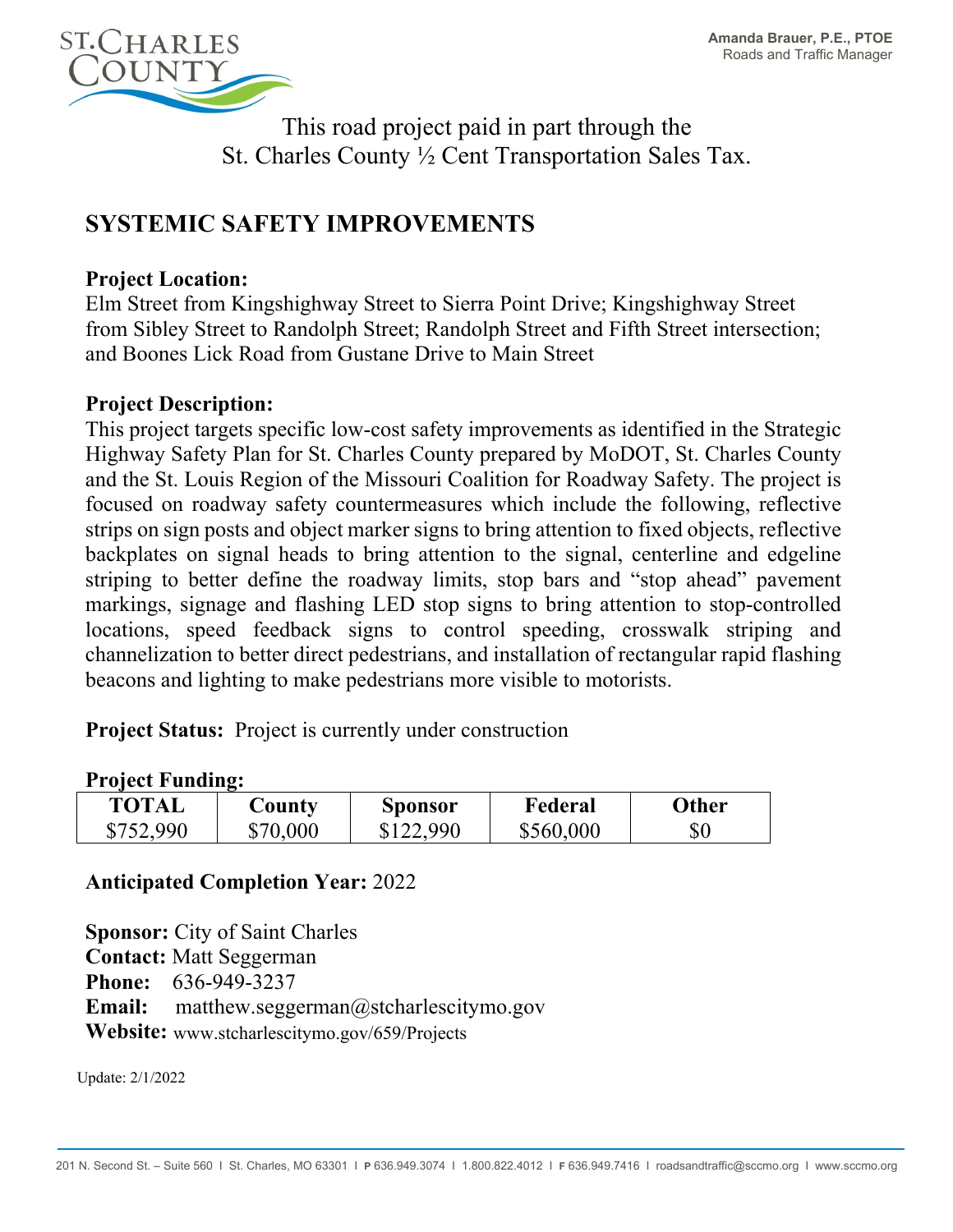Amanda Brauer, P.E., PTOE
Roads and Traffic Manager

This road project paid in part through the
St. Charles County ½ Cent Transportation Sales Tax.

# SYSTEMIC SAFETY IMPROVEMENTS

**Project Location:**
Elm Street from Kingshighway Street to Sierra Point Drive; Kingshighway Street from Sibley Street to Randolph Street; Randolph Street and Fifth Street intersection; and Boones Lick Road from Gustane Drive to Main Street

**Project Description:**
This project targets specific low-cost safety improvements as identified in the Strategic Highway Safety Plan for St. Charles County prepared by MoDOT, St. Charles County and the St. Louis Region of the Missouri Coalition for Roadway Safety. The project is focused on roadway safety countermeasures which include the following, reflective strips on sign posts and object marker signs to bring attention to fixed objects, reflective backplates on signal heads to bring attention to the signal, centerline and edgeline striping to better define the roadway limits, stop bars and "stop ahead" pavement markings, signage and flashing LED stop signs to bring attention to stop-controlled locations, speed feedback signs to control speeding, crosswalk striping and channelization to better direct pedestrians, and installation of rectangular rapid flashing beacons and lighting to make pedestrians more visible to motorists.

**Project Status:** Project is currently under construction

**Project Funding:**

| TOTAL | County | Sponsor | Federal | Other |
|---|---|---|---|---|
| $752,990 | $70,000 | $122,990 | $560,000 | $0 |

**Anticipated Completion Year:** 2022

**Sponsor:** City of Saint Charles
**Contact:** Matt Seggerman
**Phone:** 636-949-3237
**Email:** matthew.seggerman@stcharlescitymo.gov
**Website:** www.stcharlescitymo.gov/659/Projects

Update: 2/1/2022

201 N. Second St. – Suite 560 I St. Charles, MO 63301 I P 636.949.3074 I 1.800.822.4012 I F 636.949.7416 I roadsandtraffic@sccmo.org I www.sccmo.org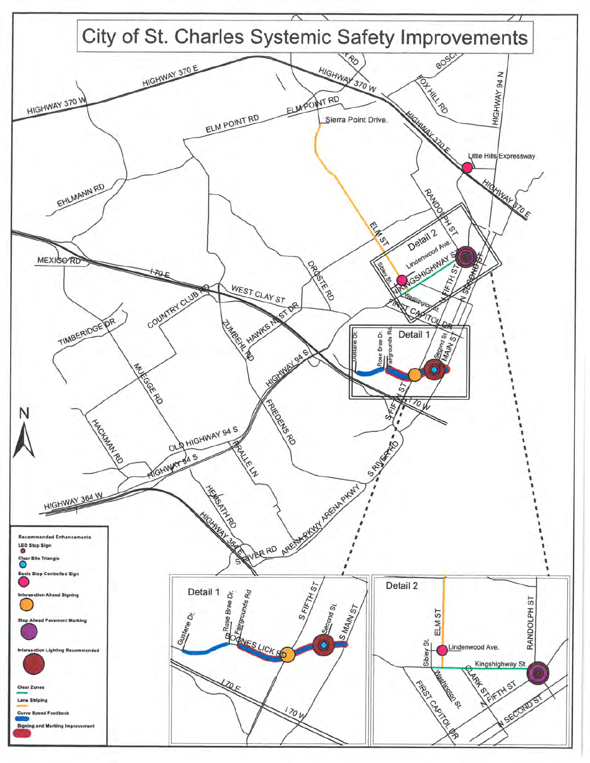# City of St. Charles Systemic Safety Improvements

**Recommended Enhancements**

- LED Stop Sign
- Clear Site Triangle
- Basic Stop Controlled Sign
- Intersection Ahead Signing
- Stop Ahead Pavement Marking
- Intersection Lighting Recommended
- Clear Zones
- Lane Striping
- Curve Speed Feedback
- Signing and Marking Improvement

Detail 1

Detail 2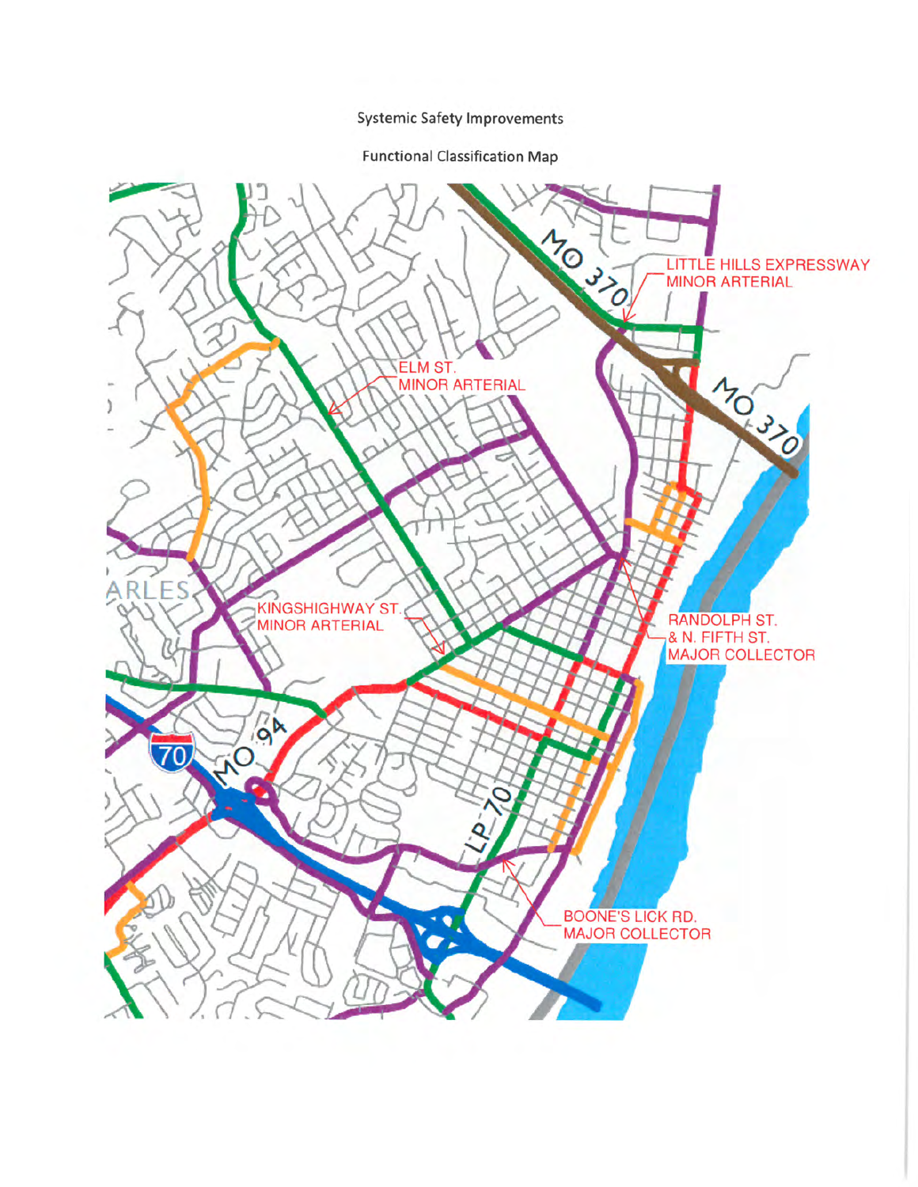Systemic Safety Improvements

Functional Classification Map

LITTLE HILLS EXPRESSWAY
MINOR ARTERIAL

MO 370

MO 370

ELM ST.
MINOR ARTERIAL

ARLES

KINGSHIGHWAY ST.
MINOR ARTERIAL

RANDOLPH ST.
& N. FIFTH ST.
MAJOR COLLECTOR

70

MO 94

LP 70

BOONE'S LICK RD.
MAJOR COLLECTOR